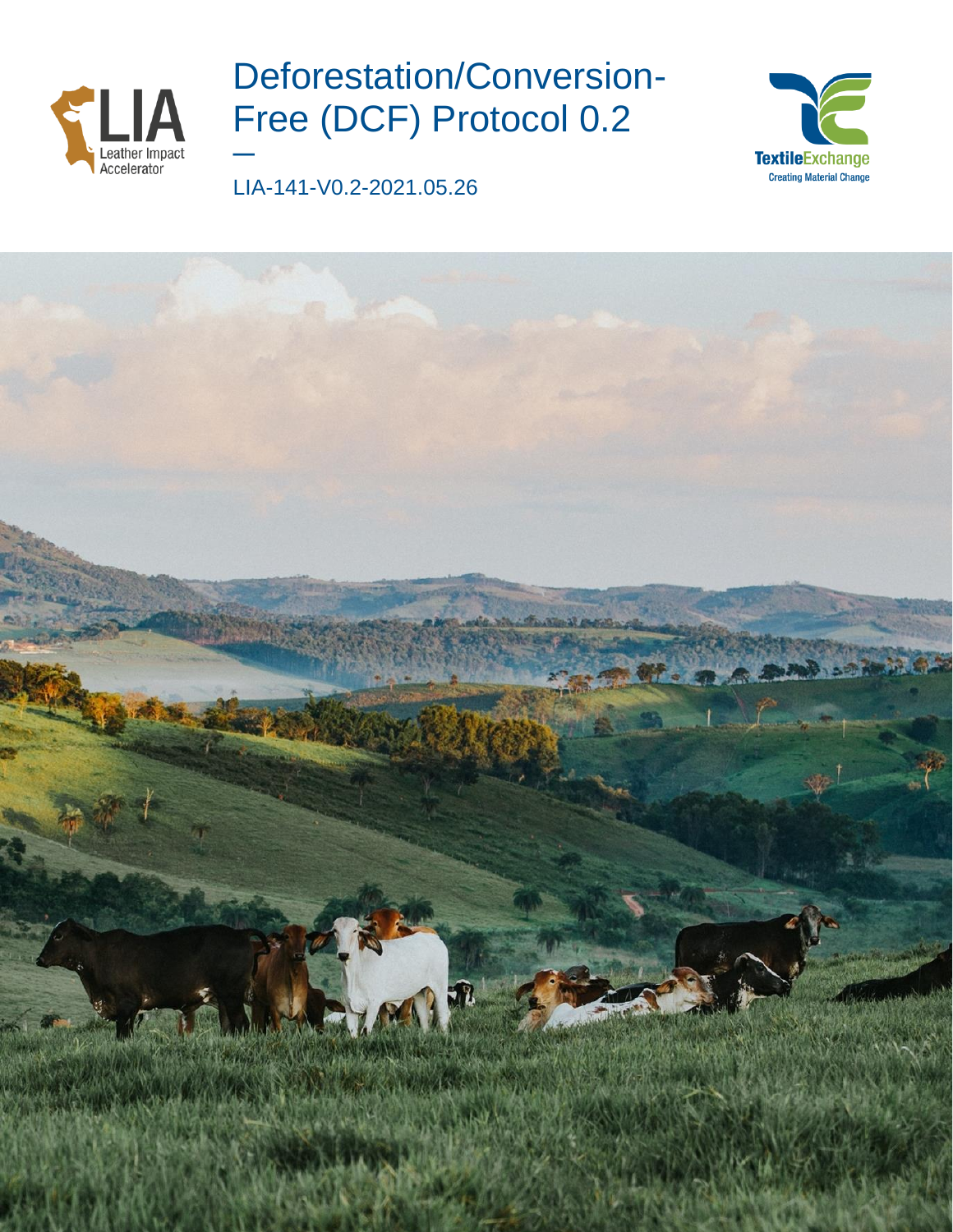Leather Impact Accelerator

# Deforestation/Conversion-Free (DCF) Protocol 0.2

—

LIA-141-V0.2-2021.05.26

TextileExchange
Creating Material Change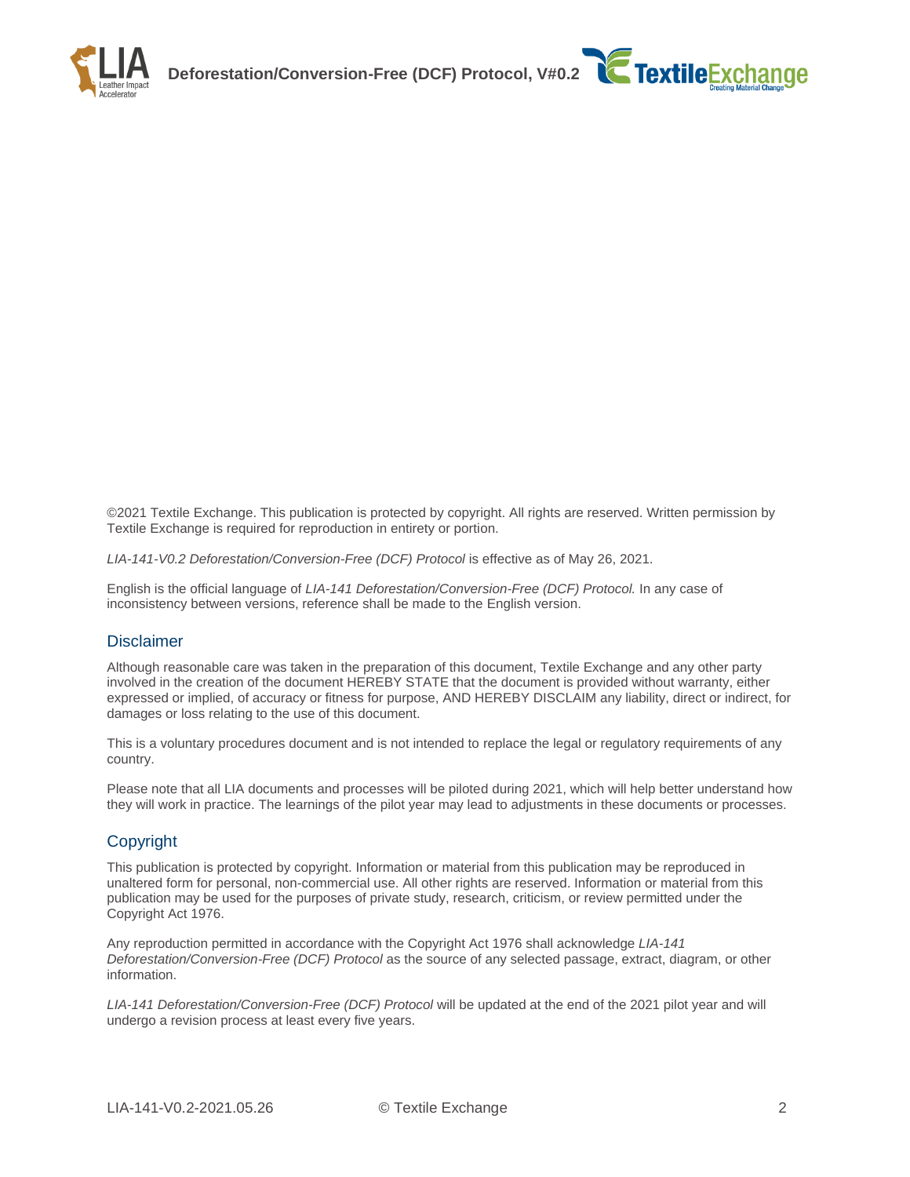©2021 Textile Exchange. This publication is protected by copyright. All rights are reserved. Written permission by Textile Exchange is required for reproduction in entirety or portion.

*LIA-141-V0.2 Deforestation/Conversion-Free (DCF) Protocol* is effective as of May 26, 2021.

English is the official language of *LIA-141 Deforestation/Conversion-Free (DCF) Protocol.* In any case of inconsistency between versions, reference shall be made to the English version.

## Disclaimer

Although reasonable care was taken in the preparation of this document, Textile Exchange and any other party involved in the creation of the document HEREBY STATE that the document is provided without warranty, either expressed or implied, of accuracy or fitness for purpose, AND HEREBY DISCLAIM any liability, direct or indirect, for damages or loss relating to the use of this document.

This is a voluntary procedures document and is not intended to replace the legal or regulatory requirements of any country.

Please note that all LIA documents and processes will be piloted during 2021, which will help better understand how they will work in practice. The learnings of the pilot year may lead to adjustments in these documents or processes.

## Copyright

This publication is protected by copyright. Information or material from this publication may be reproduced in unaltered form for personal, non-commercial use. All other rights are reserved. Information or material from this publication may be used for the purposes of private study, research, criticism, or review permitted under the Copyright Act 1976.

Any reproduction permitted in accordance with the Copyright Act 1976 shall acknowledge *LIA-141 Deforestation/Conversion-Free (DCF) Protocol* as the source of any selected passage, extract, diagram, or other information.

*LIA-141 Deforestation/Conversion-Free (DCF) Protocol* will be updated at the end of the 2021 pilot year and will undergo a revision process at least every five years.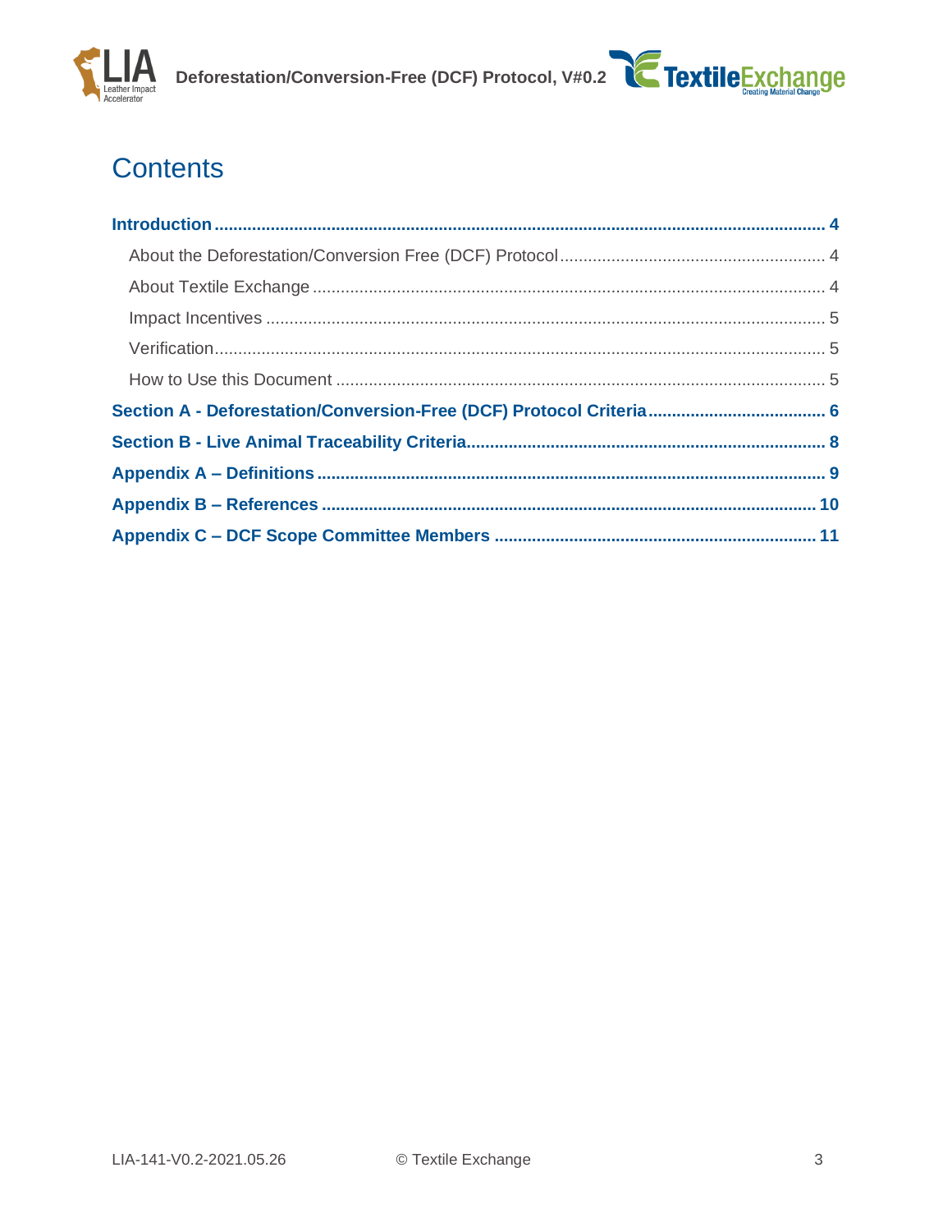# Contents

**Introduction** ... 4

- About the Deforestation/Conversion Free (DCF) Protocol ... 4
- About Textile Exchange ... 4
- Impact Incentives ... 5
- Verification ... 5
- How to Use this Document ... 5

**Section A - Deforestation/Conversion-Free (DCF) Protocol Criteria** ... 6

**Section B - Live Animal Traceability Criteria** ... 8

**Appendix A – Definitions** ... 9

**Appendix B – References** ... 10

**Appendix C – DCF Scope Committee Members** ... 11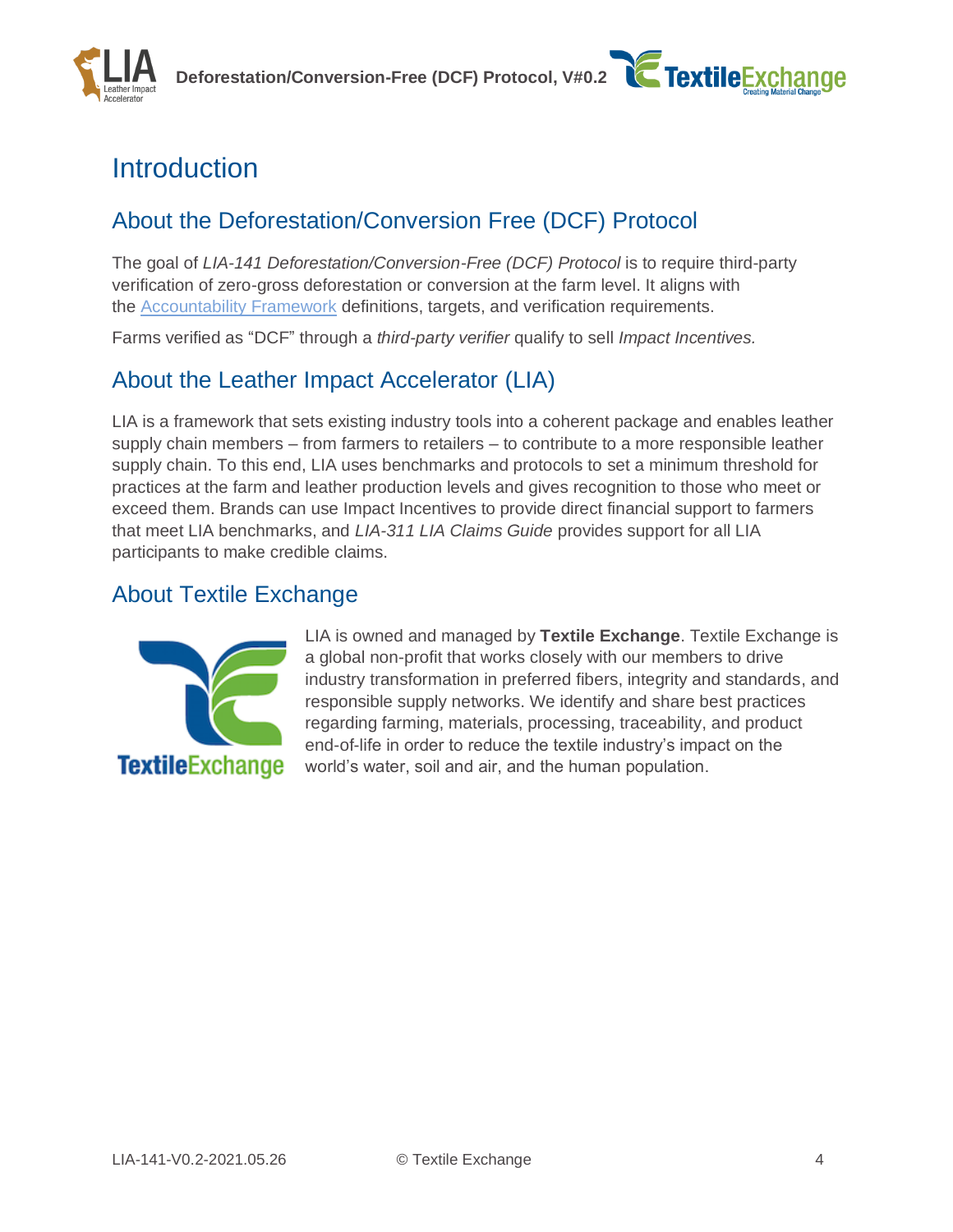# Introduction

## About the Deforestation/Conversion Free (DCF) Protocol

The goal of *LIA-141 Deforestation/Conversion-Free (DCF) Protocol* is to require third-party verification of zero-gross deforestation or conversion at the farm level. It aligns with the Accountability Framework definitions, targets, and verification requirements.

Farms verified as "DCF" through a *third-party verifier* qualify to sell *Impact Incentives.*

## About the Leather Impact Accelerator (LIA)

LIA is a framework that sets existing industry tools into a coherent package and enables leather supply chain members – from farmers to retailers – to contribute to a more responsible leather supply chain. To this end, LIA uses benchmarks and protocols to set a minimum threshold for practices at the farm and leather production levels and gives recognition to those who meet or exceed them. Brands can use Impact Incentives to provide direct financial support to farmers that meet LIA benchmarks, and *LIA-311 LIA Claims Guide* provides support for all LIA participants to make credible claims.

## About Textile Exchange

LIA is owned and managed by **Textile Exchange**. Textile Exchange is a global non-profit that works closely with our members to drive industry transformation in preferred fibers, integrity and standards, and responsible supply networks. We identify and share best practices regarding farming, materials, processing, traceability, and product end-of-life in order to reduce the textile industry's impact on the world's water, soil and air, and the human population.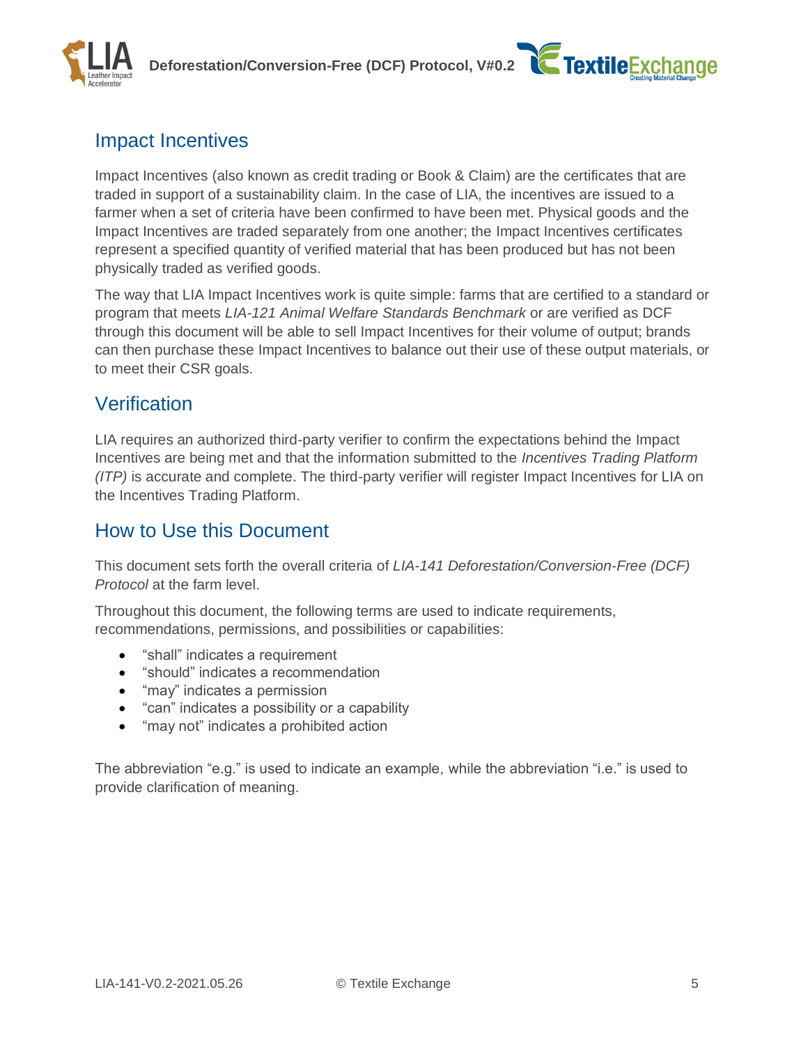## Impact Incentives

Impact Incentives (also known as credit trading or Book & Claim) are the certificates that are traded in support of a sustainability claim. In the case of LIA, the incentives are issued to a farmer when a set of criteria have been confirmed to have been met. Physical goods and the Impact Incentives are traded separately from one another; the Impact Incentives certificates represent a specified quantity of verified material that has been produced but has not been physically traded as verified goods.

The way that LIA Impact Incentives work is quite simple: farms that are certified to a standard or program that meets *LIA-121 Animal Welfare Standards Benchmark* or are verified as DCF through this document will be able to sell Impact Incentives for their volume of output; brands can then purchase these Impact Incentives to balance out their use of these output materials, or to meet their CSR goals.

## Verification

LIA requires an authorized third-party verifier to confirm the expectations behind the Impact Incentives are being met and that the information submitted to the *Incentives Trading Platform (ITP)* is accurate and complete. The third-party verifier will register Impact Incentives for LIA on the Incentives Trading Platform.

## How to Use this Document

This document sets forth the overall criteria of *LIA-141 Deforestation/Conversion-Free (DCF) Protocol* at the farm level.

Throughout this document, the following terms are used to indicate requirements, recommendations, permissions, and possibilities or capabilities:

- "shall" indicates a requirement
- "should" indicates a recommendation
- "may" indicates a permission
- "can" indicates a possibility or a capability
- "may not" indicates a prohibited action

The abbreviation "e.g." is used to indicate an example, while the abbreviation "i.e." is used to provide clarification of meaning.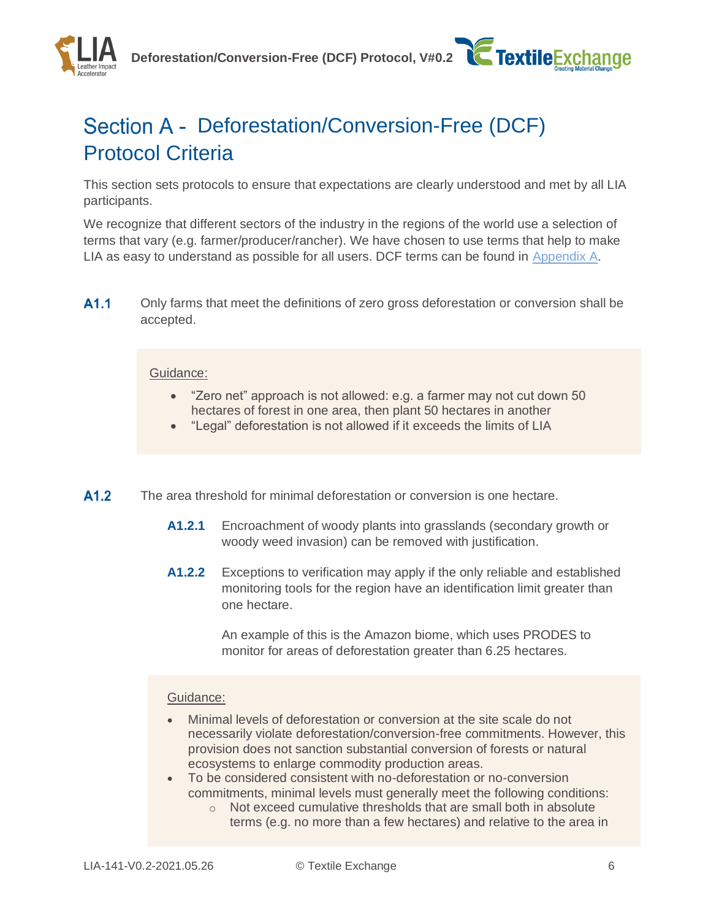# Section A - Deforestation/Conversion-Free (DCF) Protocol Criteria

This section sets protocols to ensure that expectations are clearly understood and met by all LIA participants.

We recognize that different sectors of the industry in the regions of the world use a selection of terms that vary (e.g. farmer/producer/rancher). We have chosen to use terms that help to make LIA as easy to understand as possible for all users. DCF terms can be found in Appendix A.

**A1.1** Only farms that meet the definitions of zero gross deforestation or conversion shall be accepted.

> Guidance:
> - "Zero net" approach is not allowed: e.g. a farmer may not cut down 50 hectares of forest in one area, then plant 50 hectares in another
> - "Legal" deforestation is not allowed if it exceeds the limits of LIA

**A1.2** The area threshold for minimal deforestation or conversion is one hectare.

**A1.2.1** Encroachment of woody plants into grasslands (secondary growth or woody weed invasion) can be removed with justification.

**A1.2.2** Exceptions to verification may apply if the only reliable and established monitoring tools for the region have an identification limit greater than one hectare.

An example of this is the Amazon biome, which uses PRODES to monitor for areas of deforestation greater than 6.25 hectares.

> Guidance:
> - Minimal levels of deforestation or conversion at the site scale do not necessarily violate deforestation/conversion-free commitments. However, this provision does not sanction substantial conversion of forests or natural ecosystems to enlarge commodity production areas.
> - To be considered consistent with no-deforestation or no-conversion commitments, minimal levels must generally meet the following conditions:
>   - Not exceed cumulative thresholds that are small both in absolute terms (e.g. no more than a few hectares) and relative to the area in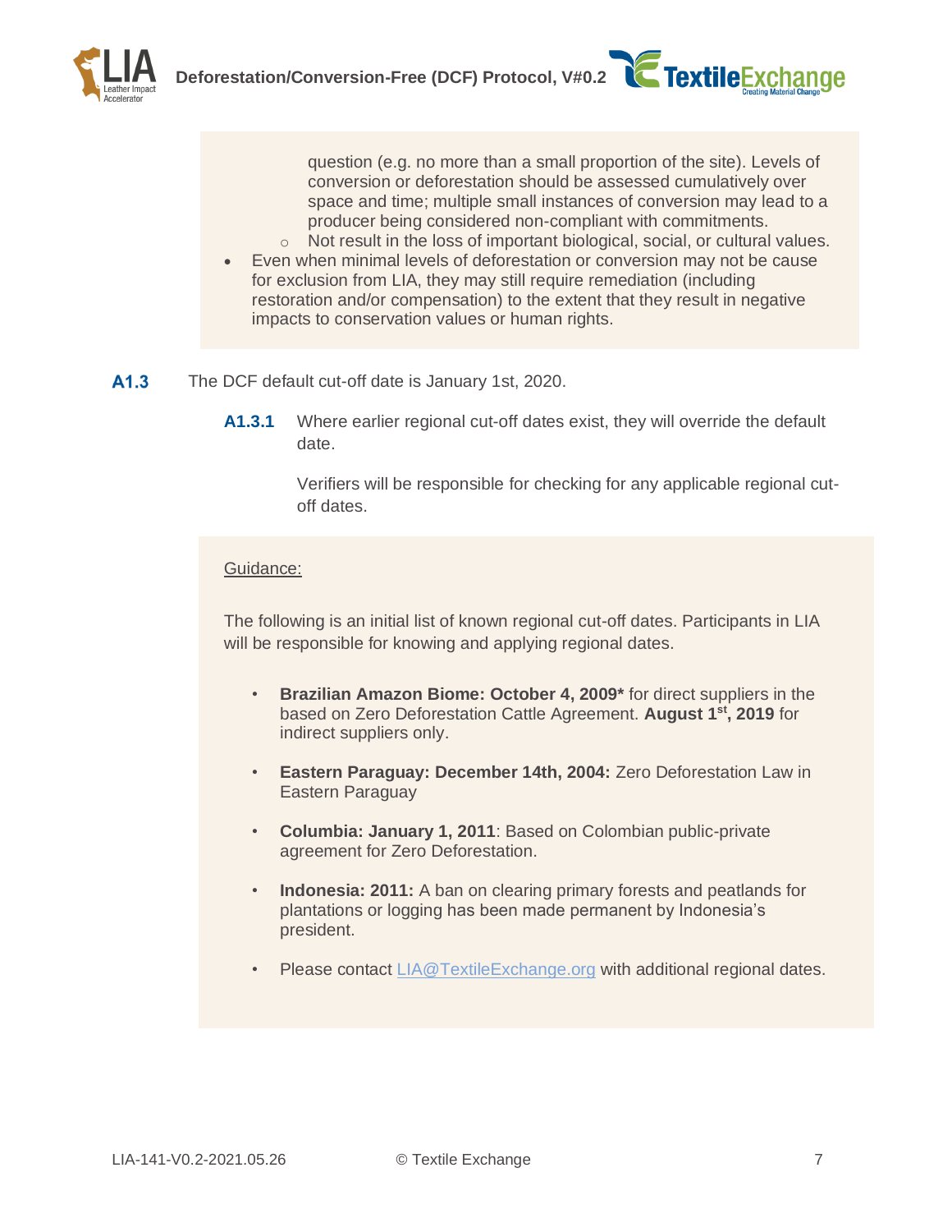question (e.g. no more than a small proportion of the site). Levels of conversion or deforestation should be assessed cumulatively over space and time; multiple small instances of conversion may lead to a producer being considered non-compliant with commitments.
    - Not result in the loss of important biological, social, or cultural values.
- Even when minimal levels of deforestation or conversion may not be cause for exclusion from LIA, they may still require remediation (including restoration and/or compensation) to the extent that they result in negative impacts to conservation values or human rights.

**A1.3** The DCF default cut-off date is January 1st, 2020.

**A1.3.1** Where earlier regional cut-off dates exist, they will override the default date.

Verifiers will be responsible for checking for any applicable regional cut-off dates.

Guidance:

The following is an initial list of known regional cut-off dates. Participants in LIA will be responsible for knowing and applying regional dates.

- **Brazilian Amazon Biome: October 4, 2009*** for direct suppliers in the based on Zero Deforestation Cattle Agreement. **August 1st, 2019** for indirect suppliers only.
- **Eastern Paraguay: December 14th, 2004:** Zero Deforestation Law in Eastern Paraguay
- **Columbia: January 1, 2011**: Based on Colombian public-private agreement for Zero Deforestation.
- **Indonesia: 2011:** A ban on clearing primary forests and peatlands for plantations or logging has been made permanent by Indonesia's president.
- Please contact LIA@TextileExchange.org with additional regional dates.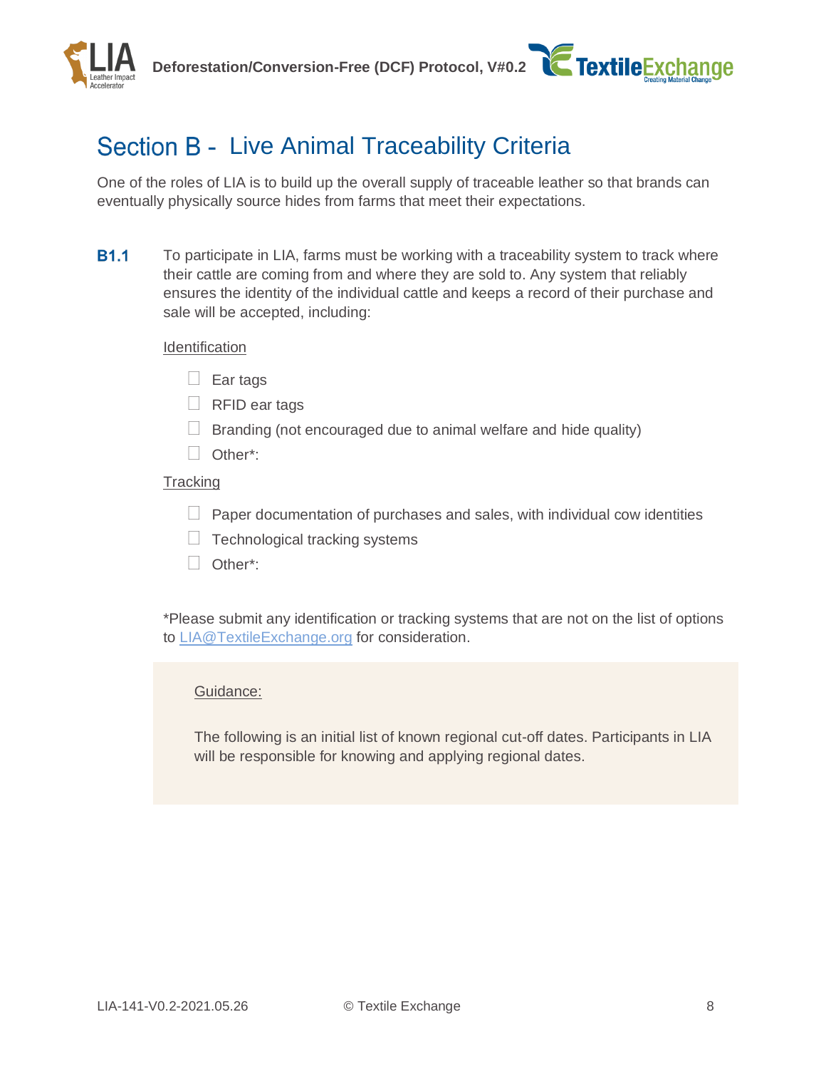# Section B - Live Animal Traceability Criteria

One of the roles of LIA is to build up the overall supply of traceable leather so that brands can eventually physically source hides from farms that meet their expectations.

**B1.1** To participate in LIA, farms must be working with a traceability system to track where their cattle are coming from and where they are sold to. Any system that reliably ensures the identity of the individual cattle and keeps a record of their purchase and sale will be accepted, including:

Identification

- ☐ Ear tags
- ☐ RFID ear tags
- ☐ Branding (not encouraged due to animal welfare and hide quality)
- ☐ Other*:

Tracking

- ☐ Paper documentation of purchases and sales, with individual cow identities
- ☐ Technological tracking systems
- ☐ Other*:

*Please submit any identification or tracking systems that are not on the list of options to LIA@TextileExchange.org for consideration.

> Guidance:
>
> The following is an initial list of known regional cut-off dates. Participants in LIA will be responsible for knowing and applying regional dates.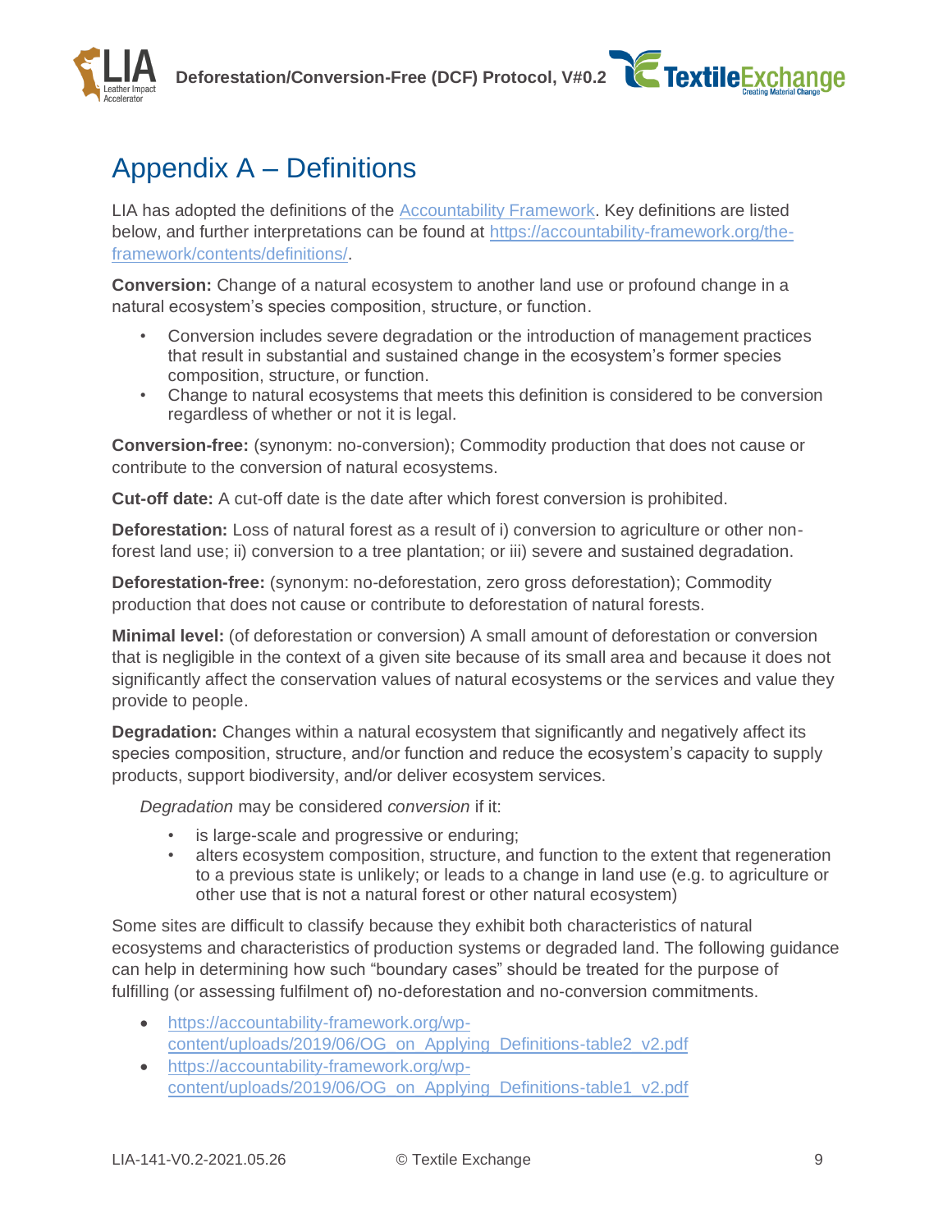# Appendix A – Definitions

LIA has adopted the definitions of the [Accountability Framework](https://accountability-framework.org/). Key definitions are listed below, and further interpretations can be found at [https://accountability-framework.org/the-framework/contents/definitions/](https://accountability-framework.org/the-framework/contents/definitions/).

**Conversion:** Change of a natural ecosystem to another land use or profound change in a natural ecosystem's species composition, structure, or function.

- Conversion includes severe degradation or the introduction of management practices that result in substantial and sustained change in the ecosystem's former species composition, structure, or function.
- Change to natural ecosystems that meets this definition is considered to be conversion regardless of whether or not it is legal.

**Conversion-free:** (synonym: no-conversion); Commodity production that does not cause or contribute to the conversion of natural ecosystems.

**Cut-off date:** A cut-off date is the date after which forest conversion is prohibited.

**Deforestation:** Loss of natural forest as a result of i) conversion to agriculture or other non-forest land use; ii) conversion to a tree plantation; or iii) severe and sustained degradation.

**Deforestation-free:** (synonym: no-deforestation, zero gross deforestation); Commodity production that does not cause or contribute to deforestation of natural forests.

**Minimal level:** (of deforestation or conversion) A small amount of deforestation or conversion that is negligible in the context of a given site because of its small area and because it does not significantly affect the conservation values of natural ecosystems or the services and value they provide to people.

**Degradation:** Changes within a natural ecosystem that significantly and negatively affect its species composition, structure, and/or function and reduce the ecosystem's capacity to supply products, support biodiversity, and/or deliver ecosystem services.

*Degradation* may be considered *conversion* if it:

- is large-scale and progressive or enduring;
- alters ecosystem composition, structure, and function to the extent that regeneration to a previous state is unlikely; or leads to a change in land use (e.g. to agriculture or other use that is not a natural forest or other natural ecosystem)

Some sites are difficult to classify because they exhibit both characteristics of natural ecosystems and characteristics of production systems or degraded land. The following guidance can help in determining how such "boundary cases" should be treated for the purpose of fulfilling (or assessing fulfilment of) no-deforestation and no-conversion commitments.

- [https://accountability-framework.org/wp-content/uploads/2019/06/OG_on_Applying_Definitions-table2_v2.pdf](https://accountability-framework.org/wp-content/uploads/2019/06/OG_on_Applying_Definitions-table2_v2.pdf)
- [https://accountability-framework.org/wp-content/uploads/2019/06/OG_on_Applying_Definitions-table1_v2.pdf](https://accountability-framework.org/wp-content/uploads/2019/06/OG_on_Applying_Definitions-table1_v2.pdf)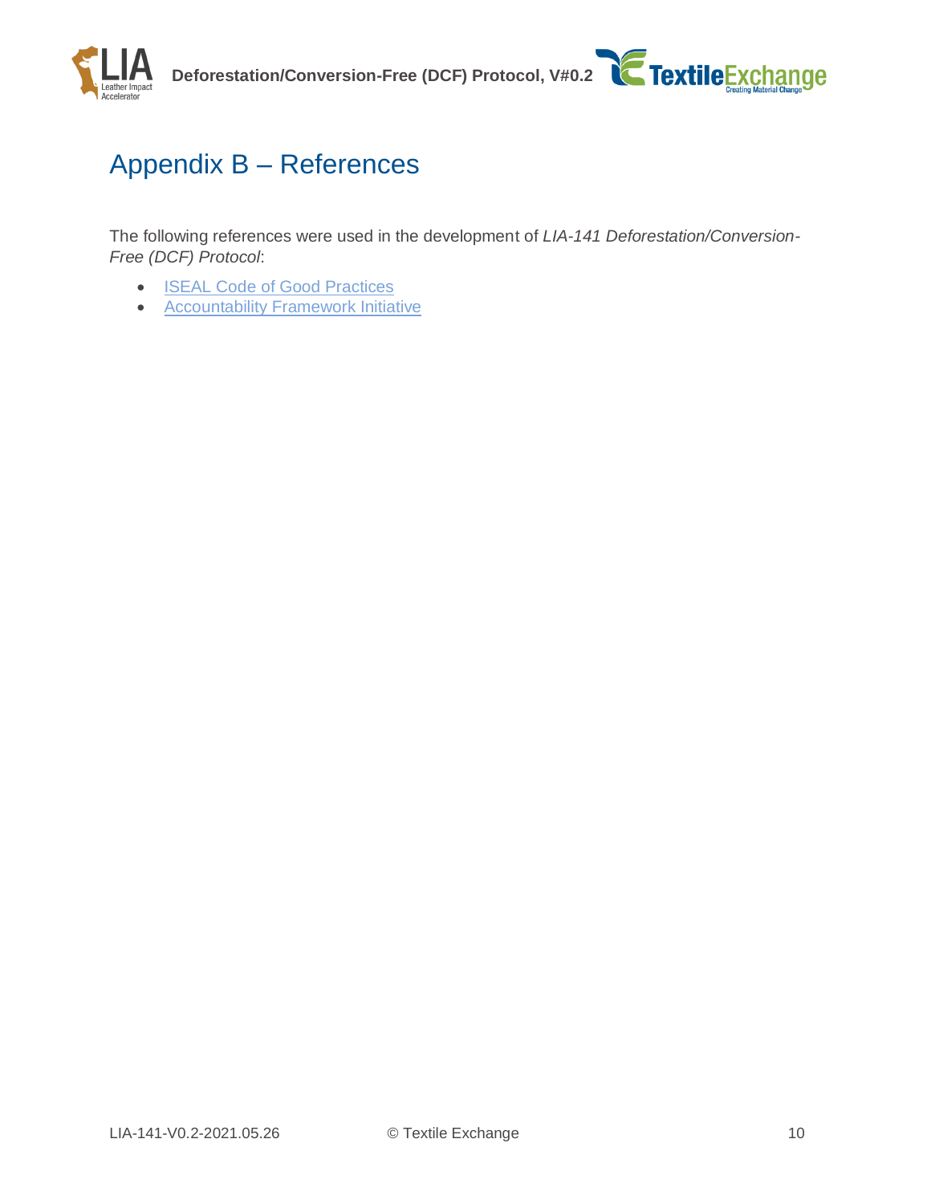# Appendix B – References

The following references were used in the development of *LIA-141 Deforestation/Conversion-Free (DCF) Protocol*:

- ISEAL Code of Good Practices
- Accountability Framework Initiative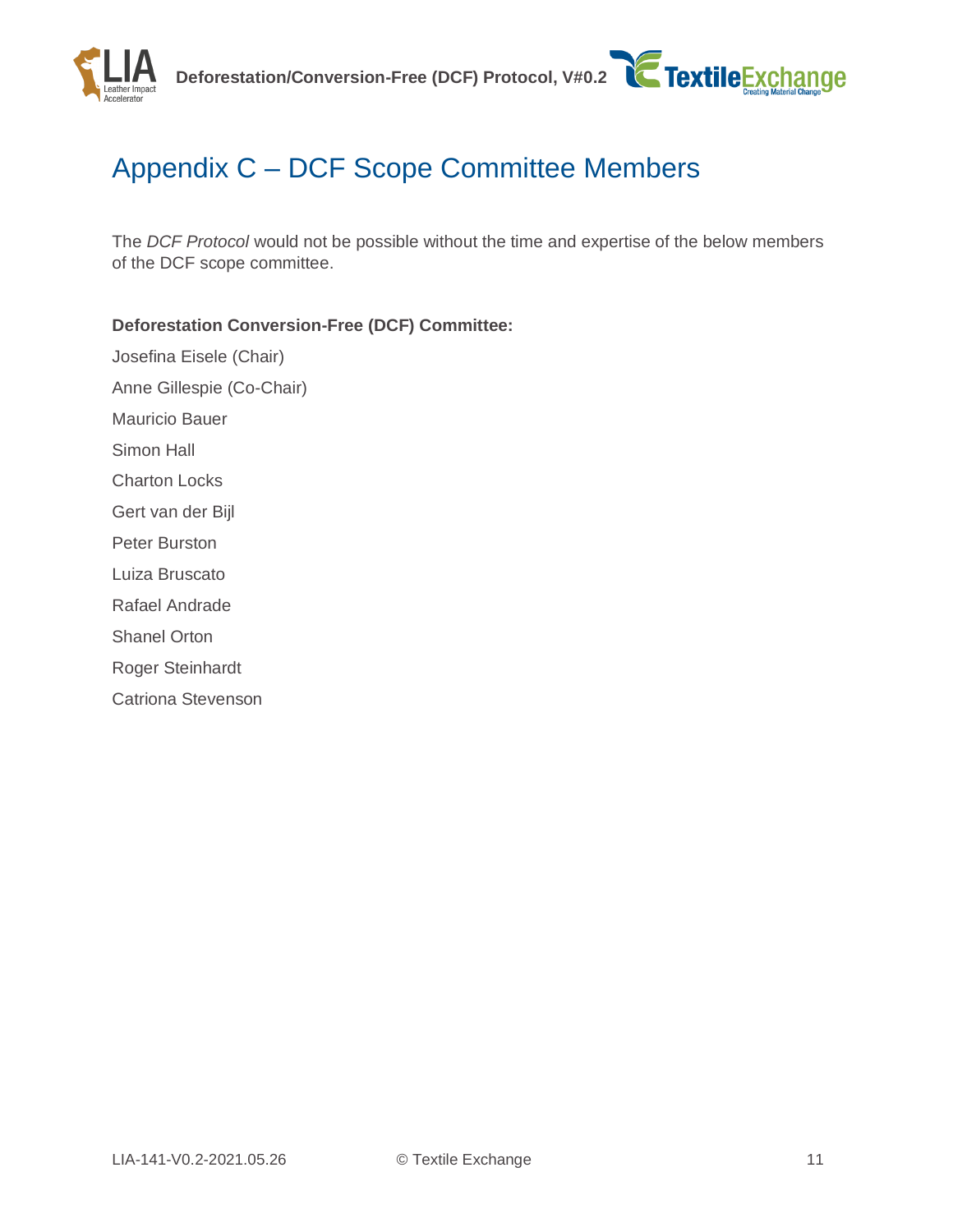# Appendix C – DCF Scope Committee Members

The *DCF Protocol* would not be possible without the time and expertise of the below members of the DCF scope committee.

**Deforestation Conversion-Free (DCF) Committee:**

Josefina Eisele (Chair)

Anne Gillespie (Co-Chair)

Mauricio Bauer

Simon Hall

Charton Locks

Gert van der Bijl

Peter Burston

Luiza Bruscato

Rafael Andrade

Shanel Orton

Roger Steinhardt

Catriona Stevenson